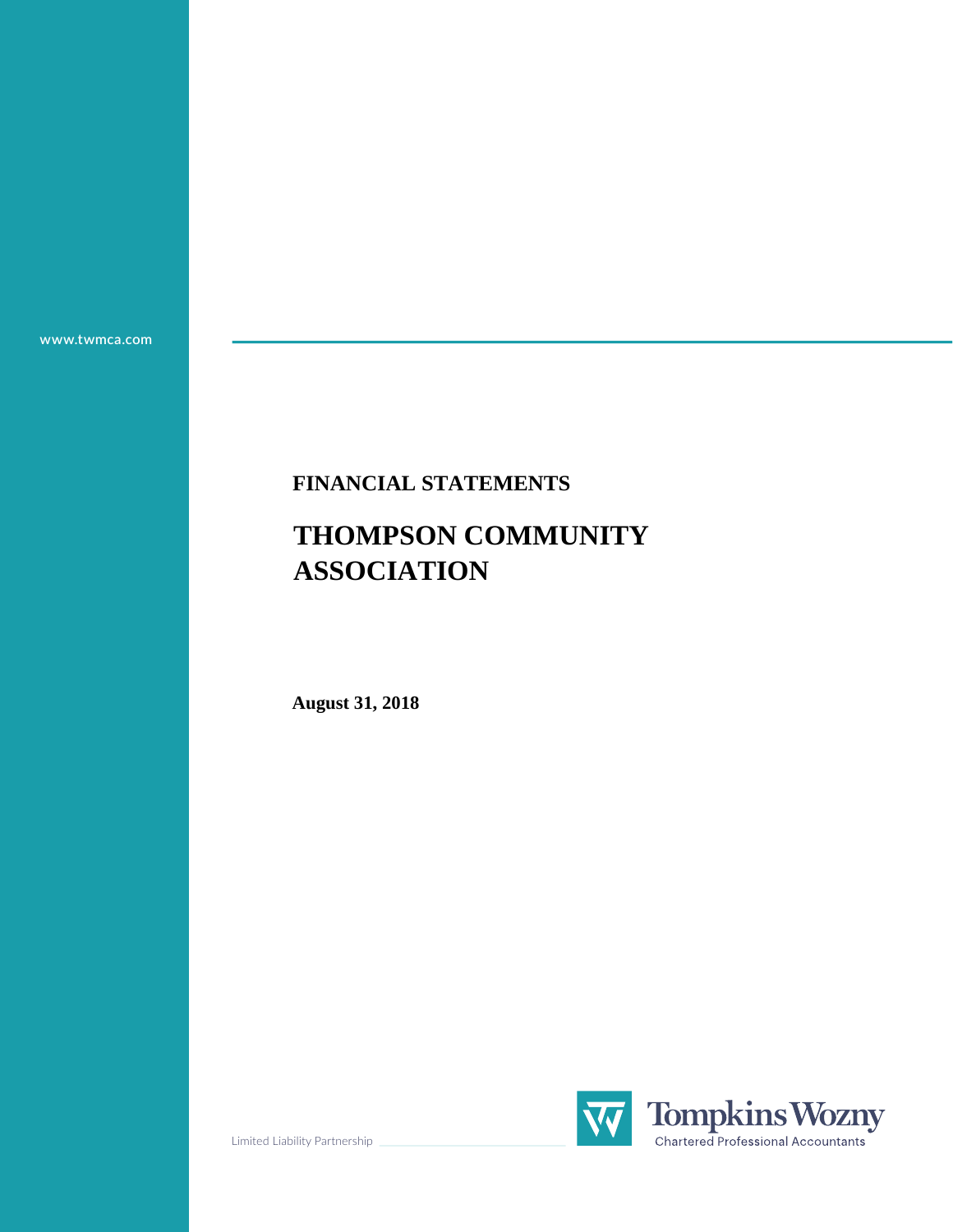www.twmca.com

**FINANCIAL STATEMENTS**

# THOMPSON COMMUNITY ASSOCIATION

**August 31, 2018**

Limited Liability Partnership

Tompkins Wozny
Chartered Professional Accountants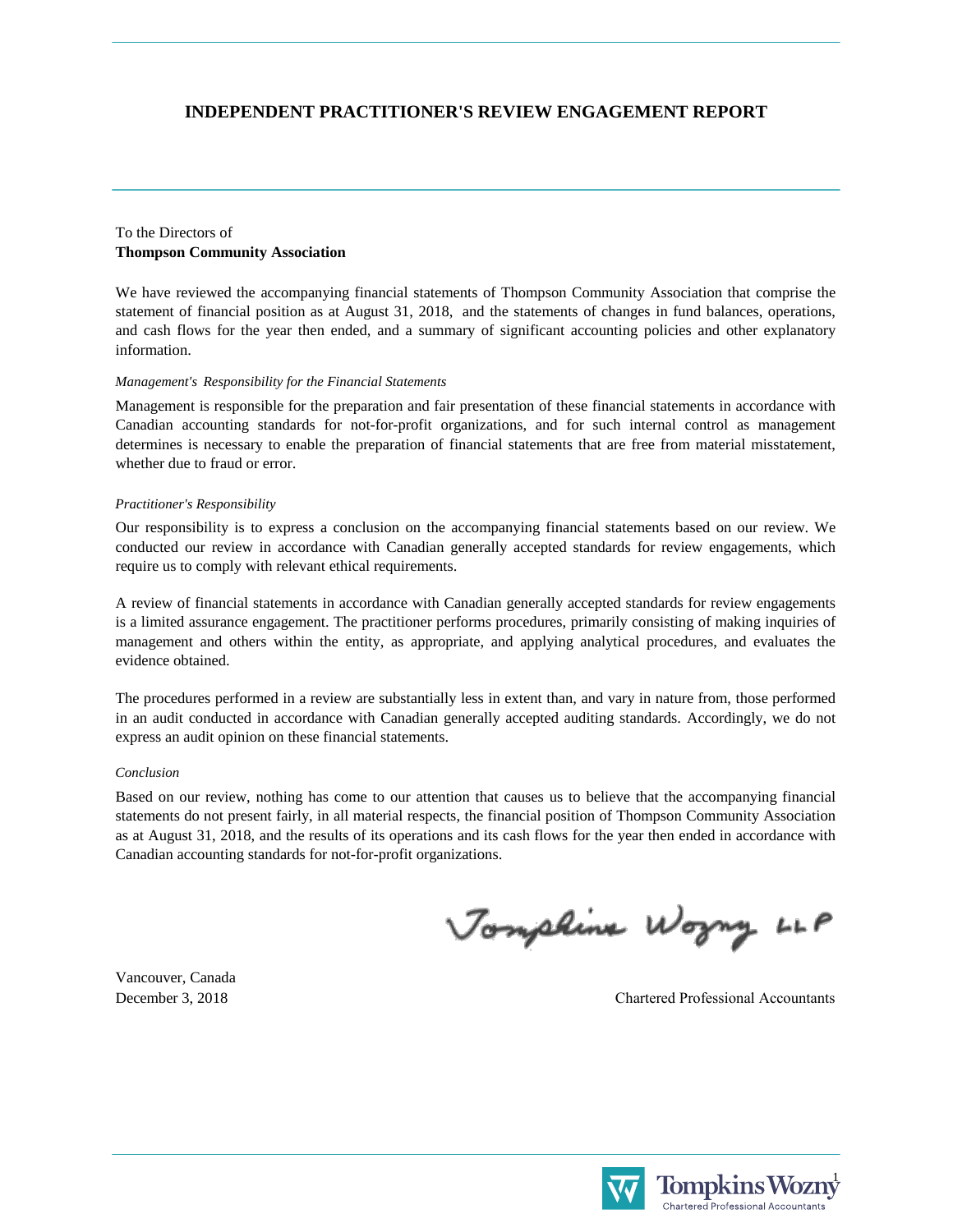# INDEPENDENT PRACTITIONER'S REVIEW ENGAGEMENT REPORT

To the Directors of
**Thompson Community Association**

We have reviewed the accompanying financial statements of Thompson Community Association that comprise the statement of financial position as at August 31, 2018, and the statements of changes in fund balances, operations, and cash flows for the year then ended, and a summary of significant accounting policies and other explanatory information.

*Management's Responsibility for the Financial Statements*

Management is responsible for the preparation and fair presentation of these financial statements in accordance with Canadian accounting standards for not-for-profit organizations, and for such internal control as management determines is necessary to enable the preparation of financial statements that are free from material misstatement, whether due to fraud or error.

*Practitioner's Responsibility*

Our responsibility is to express a conclusion on the accompanying financial statements based on our review. We conducted our review in accordance with Canadian generally accepted standards for review engagements, which require us to comply with relevant ethical requirements.

A review of financial statements in accordance with Canadian generally accepted standards for review engagements is a limited assurance engagement. The practitioner performs procedures, primarily consisting of making inquiries of management and others within the entity, as appropriate, and applying analytical procedures, and evaluates the evidence obtained.

The procedures performed in a review are substantially less in extent than, and vary in nature from, those performed in an audit conducted in accordance with Canadian generally accepted auditing standards. Accordingly, we do not express an audit opinion on these financial statements.

*Conclusion*

Based on our review, nothing has come to our attention that causes us to believe that the accompanying financial statements do not present fairly, in all material respects, the financial position of Thompson Community Association as at August 31, 2018, and the results of its operations and its cash flows for the year then ended in accordance with Canadian accounting standards for not-for-profit organizations.

Tompkins Wozny LLP

Vancouver, Canada
December 3, 2018

Chartered Professional Accountants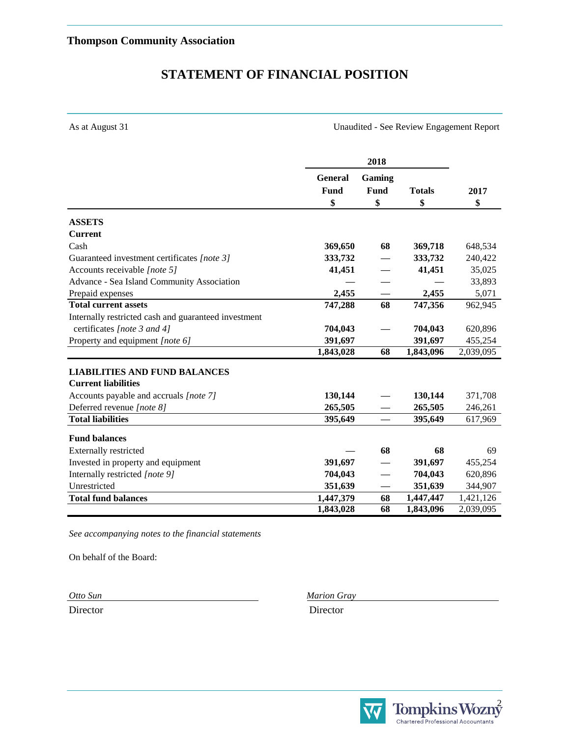**Thompson Community Association**

# STATEMENT OF FINANCIAL POSITION

As at August 31

Unaudited - See Review Engagement Report

| | 2018 | | | |
|---|---|---|---|---|
| | **General Fund** | **Gaming Fund** | **Totals** | **2017** |
| | **$** | **$** | **$** | **$** |
| **ASSETS** | | | | |
| **Current** | | | | |
| Cash | **369,650** | **68** | **369,718** | 648,534 |
| Guaranteed investment certificates *[note 3]* | **333,732** | **—** | **333,732** | 240,422 |
| Accounts receivable *[note 5]* | **41,451** | **—** | **41,451** | 35,025 |
| Advance - Sea Island Community Association | **—** | **—** | **—** | 33,893 |
| Prepaid expenses | **2,455** | **—** | **2,455** | 5,071 |
| **Total current assets** | **747,288** | **68** | **747,356** | 962,945 |
| Internally restricted cash and guaranteed investment certificates *[note 3 and 4]* | **704,043** | **—** | **704,043** | 620,896 |
| Property and equipment *[note 6]* | **391,697** | | **391,697** | 455,254 |
| | **1,843,028** | **68** | **1,843,096** | 2,039,095 |
| **LIABILITIES AND FUND BALANCES** | | | | |
| **Current liabilities** | | | | |
| Accounts payable and accruals *[note 7]* | **130,144** | **—** | **130,144** | 371,708 |
| Deferred revenue *[note 8]* | **265,505** | **—** | **265,505** | 246,261 |
| **Total liabilities** | **395,649** | **—** | **395,649** | 617,969 |
| **Fund balances** | | | | |
| Externally restricted | **—** | **68** | **68** | 69 |
| Invested in property and equipment | **391,697** | **—** | **391,697** | 455,254 |
| Internally restricted *[note 9]* | **704,043** | **—** | **704,043** | 620,896 |
| Unrestricted | **351,639** | **—** | **351,639** | 344,907 |
| **Total fund balances** | **1,447,379** | **68** | **1,447,447** | 1,421,126 |
| | **1,843,028** | **68** | **1,843,096** | 2,039,095 |

*See accompanying notes to the financial statements*

On behalf of the Board:

*Otto Sun*
Director

*Marion Gray*
Director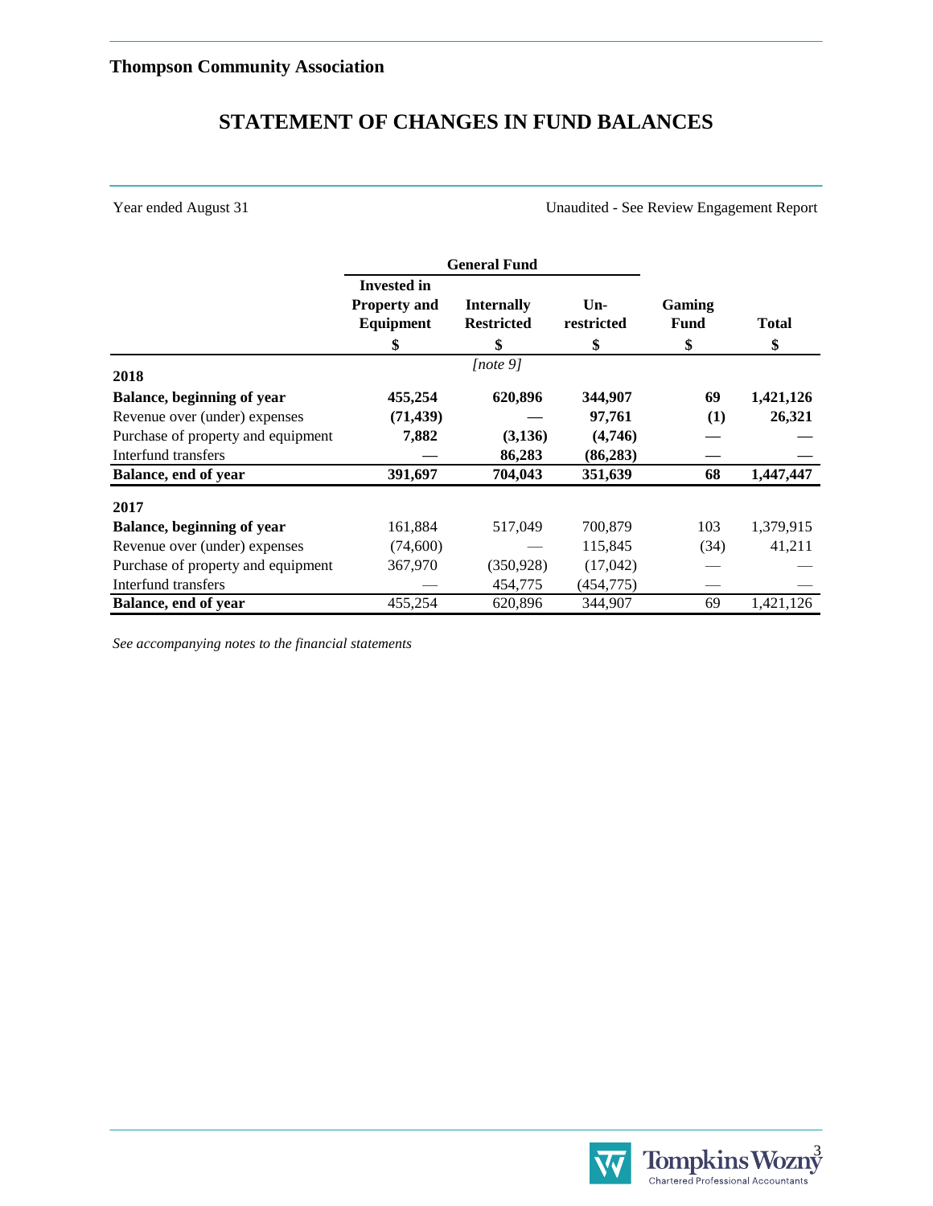**Thompson Community Association**

# STATEMENT OF CHANGES IN FUND BALANCES

Year ended August 31

Unaudited - See Review Engagement Report

| | General Fund | | | | |
|---|---|---|---|---|---|
| | Invested in Property and Equipment | Internally Restricted | Un-restricted | Gaming Fund | Total |
| | $ | $ | $ | $ | $ |
| | | [note 9] | | | |
| **2018** | | | | | |
| **Balance, beginning of year** | **455,254** | **620,896** | **344,907** | **69** | **1,421,126** |
| Revenue over (under) expenses | **(71,439)** | **—** | **97,761** | **(1)** | **26,321** |
| Purchase of property and equipment | **7,882** | **(3,136)** | **(4,746)** | **—** | **—** |
| Interfund transfers | **—** | **86,283** | **(86,283)** | **—** | **—** |
| **Balance, end of year** | **391,697** | **704,043** | **351,639** | **68** | **1,447,447** |
| **2017** | | | | | |
| **Balance, beginning of year** | 161,884 | 517,049 | 700,879 | 103 | 1,379,915 |
| Revenue over (under) expenses | (74,600) | — | 115,845 | (34) | 41,211 |
| Purchase of property and equipment | 367,970 | (350,928) | (17,042) | — | — |
| Interfund transfers | — | 454,775 | (454,775) | — | — |
| **Balance, end of year** | 455,254 | 620,896 | 344,907 | 69 | 1,421,126 |

*See accompanying notes to the financial statements*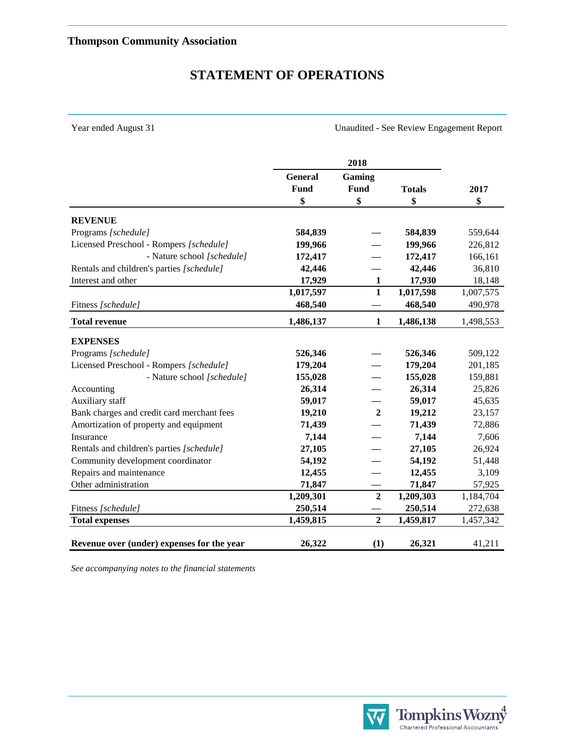**Thompson Community Association**

# STATEMENT OF OPERATIONS

Year ended August 31

Unaudited - See Review Engagement Report

| | 2018 | | | |
|---|---|---|---|---|
| | **General Fund** | **Gaming Fund** | **Totals** | **2017** |
| | **$** | **$** | **$** | **$** |
| **REVENUE** | | | | |
| Programs *[schedule]* | **584,839** | — | **584,839** | 559,644 |
| Licensed Preschool - Rompers *[schedule]* | **199,966** | — | **199,966** | 226,812 |
| - Nature school *[schedule]* | **172,417** | — | **172,417** | 166,161 |
| Rentals and children's parties *[schedule]* | **42,446** | — | **42,446** | 36,810 |
| Interest and other | **17,929** | **1** | **17,930** | 18,148 |
| | **1,017,597** | **1** | **1,017,598** | 1,007,575 |
| Fitness *[schedule]* | **468,540** | — | **468,540** | 490,978 |
| **Total revenue** | **1,486,137** | **1** | **1,486,138** | 1,498,553 |
| **EXPENSES** | | | | |
| Programs *[schedule]* | **526,346** | — | **526,346** | 509,122 |
| Licensed Preschool - Rompers *[schedule]* | **179,204** | — | **179,204** | 201,185 |
| - Nature school *[schedule]* | **155,028** | — | **155,028** | 159,881 |
| Accounting | **26,314** | — | **26,314** | 25,826 |
| Auxiliary staff | **59,017** | — | **59,017** | 45,635 |
| Bank charges and credit card merchant fees | **19,210** | **2** | **19,212** | 23,157 |
| Amortization of property and equipment | **71,439** | — | **71,439** | 72,886 |
| Insurance | **7,144** | — | **7,144** | 7,606 |
| Rentals and children's parties *[schedule]* | **27,105** | — | **27,105** | 26,924 |
| Community development coordinator | **54,192** | — | **54,192** | 51,448 |
| Repairs and maintenance | **12,455** | — | **12,455** | 3,109 |
| Other administration | **71,847** | — | **71,847** | 57,925 |
| | **1,209,301** | **2** | **1,209,303** | 1,184,704 |
| Fitness *[schedule]* | **250,514** | — | **250,514** | 272,638 |
| **Total expenses** | **1,459,815** | **2** | **1,459,817** | 1,457,342 |
| **Revenue over (under) expenses for the year** | **26,322** | **(1)** | **26,321** | 41,211 |

*See accompanying notes to the financial statements*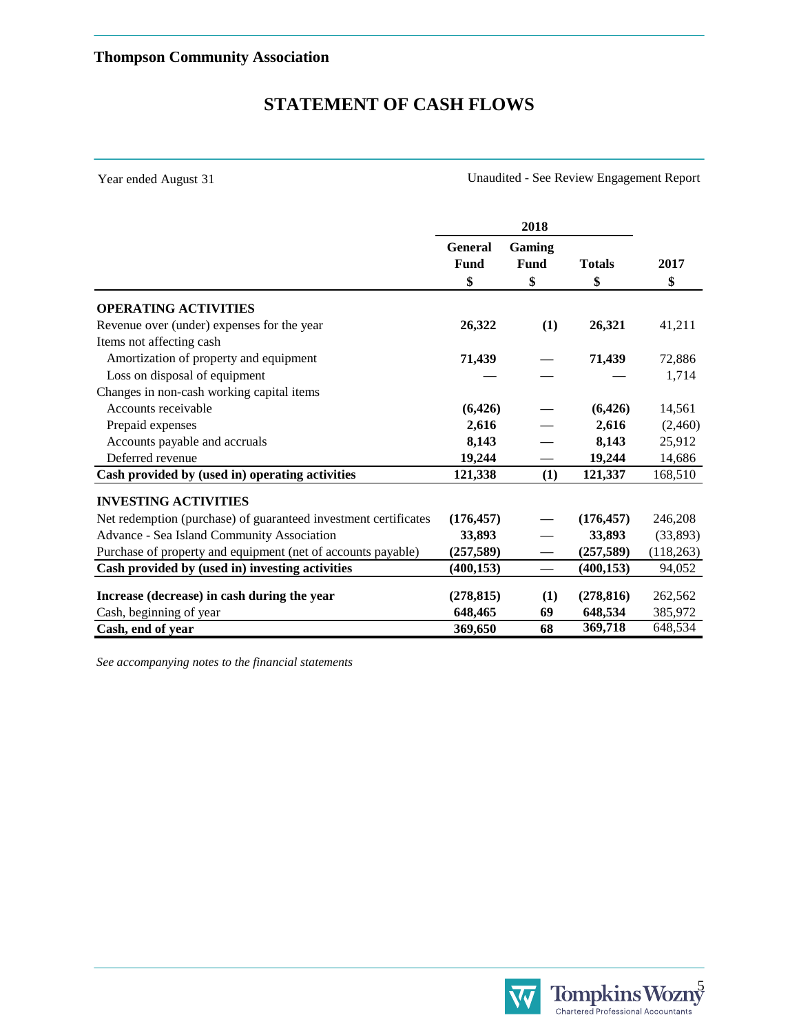**Thompson Community Association**

# STATEMENT OF CASH FLOWS

Year ended August 31

Unaudited - See Review Engagement Report

| | 2018 | | | |
|---|---|---|---|---|
| | **General Fund** | **Gaming Fund** | **Totals** | **2017** |
| | **$** | **$** | **$** | **$** |
| **OPERATING ACTIVITIES** | | | | |
| Revenue over (under) expenses for the year | **26,322** | **(1)** | **26,321** | 41,211 |
| Items not affecting cash | | | | |
| Amortization of property and equipment | **71,439** | — | **71,439** | 72,886 |
| Loss on disposal of equipment | — | — | — | 1,714 |
| Changes in non-cash working capital items | | | | |
| Accounts receivable | **(6,426)** | — | **(6,426)** | 14,561 |
| Prepaid expenses | **2,616** | — | **2,616** | (2,460) |
| Accounts payable and accruals | **8,143** | — | **8,143** | 25,912 |
| Deferred revenue | **19,244** | — | **19,244** | 14,686 |
| **Cash provided by (used in) operating activities** | **121,338** | **(1)** | **121,337** | 168,510 |
| **INVESTING ACTIVITIES** | | | | |
| Net redemption (purchase) of guaranteed investment certificates | **(176,457)** | — | **(176,457)** | 246,208 |
| Advance - Sea Island Community Association | **33,893** | — | **33,893** | (33,893) |
| Purchase of property and equipment (net of accounts payable) | **(257,589)** | — | **(257,589)** | (118,263) |
| **Cash provided by (used in) investing activities** | **(400,153)** | — | **(400,153)** | 94,052 |
| **Increase (decrease) in cash during the year** | **(278,815)** | **(1)** | **(278,816)** | 262,562 |
| Cash, beginning of year | **648,465** | **69** | **648,534** | 385,972 |
| **Cash, end of year** | **369,650** | **68** | **369,718** | 648,534 |

*See accompanying notes to the financial statements*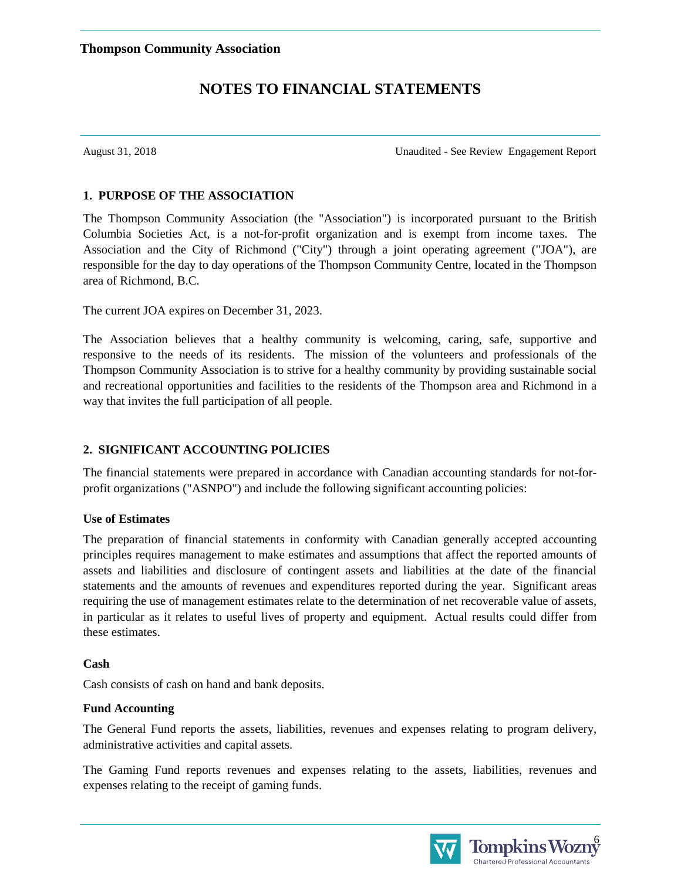# NOTES TO FINANCIAL STATEMENTS

August 31, 2018 Unaudited - See Review Engagement Report

## 1. PURPOSE OF THE ASSOCIATION

The Thompson Community Association (the "Association") is incorporated pursuant to the British Columbia Societies Act, is a not-for-profit organization and is exempt from income taxes. The Association and the City of Richmond ("City") through a joint operating agreement ("JOA"), are responsible for the day to day operations of the Thompson Community Centre, located in the Thompson area of Richmond, B.C.

The current JOA expires on December 31, 2023.

The Association believes that a healthy community is welcoming, caring, safe, supportive and responsive to the needs of its residents. The mission of the volunteers and professionals of the Thompson Community Association is to strive for a healthy community by providing sustainable social and recreational opportunities and facilities to the residents of the Thompson area and Richmond in a way that invites the full participation of all people.

## 2. SIGNIFICANT ACCOUNTING POLICIES

The financial statements were prepared in accordance with Canadian accounting standards for not-for-profit organizations ("ASNPO") and include the following significant accounting policies:

### Use of Estimates

The preparation of financial statements in conformity with Canadian generally accepted accounting principles requires management to make estimates and assumptions that affect the reported amounts of assets and liabilities and disclosure of contingent assets and liabilities at the date of the financial statements and the amounts of revenues and expenditures reported during the year. Significant areas requiring the use of management estimates relate to the determination of net recoverable value of assets, in particular as it relates to useful lives of property and equipment. Actual results could differ from these estimates.

### Cash

Cash consists of cash on hand and bank deposits.

### Fund Accounting

The General Fund reports the assets, liabilities, revenues and expenses relating to program delivery, administrative activities and capital assets.

The Gaming Fund reports revenues and expenses relating to the assets, liabilities, revenues and expenses relating to the receipt of gaming funds.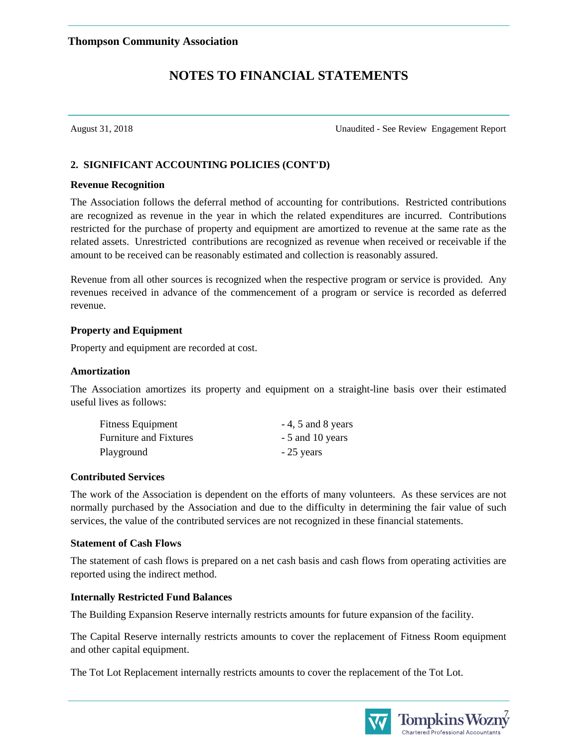**Thompson Community Association**

# NOTES TO FINANCIAL STATEMENTS

August 31, 2018 Unaudited - See Review Engagement Report

## 2. SIGNIFICANT ACCOUNTING POLICIES (CONT'D)

### Revenue Recognition

The Association follows the deferral method of accounting for contributions. Restricted contributions are recognized as revenue in the year in which the related expenditures are incurred. Contributions restricted for the purchase of property and equipment are amortized to revenue at the same rate as the related assets. Unrestricted contributions are recognized as revenue when received or receivable if the amount to be received can be reasonably estimated and collection is reasonably assured.

Revenue from all other sources is recognized when the respective program or service is provided. Any revenues received in advance of the commencement of a program or service is recorded as deferred revenue.

### Property and Equipment

Property and equipment are recorded at cost.

### Amortization

The Association amortizes its property and equipment on a straight-line basis over their estimated useful lives as follows:

| | |
|---|---|
| Fitness Equipment | - 4, 5 and 8 years |
| Furniture and Fixtures | - 5 and 10 years |
| Playground | - 25 years |

### Contributed Services

The work of the Association is dependent on the efforts of many volunteers. As these services are not normally purchased by the Association and due to the difficulty in determining the fair value of such services, the value of the contributed services are not recognized in these financial statements.

### Statement of Cash Flows

The statement of cash flows is prepared on a net cash basis and cash flows from operating activities are reported using the indirect method.

### Internally Restricted Fund Balances

The Building Expansion Reserve internally restricts amounts for future expansion of the facility.

The Capital Reserve internally restricts amounts to cover the replacement of Fitness Room equipment and other capital equipment.

The Tot Lot Replacement internally restricts amounts to cover the replacement of the Tot Lot.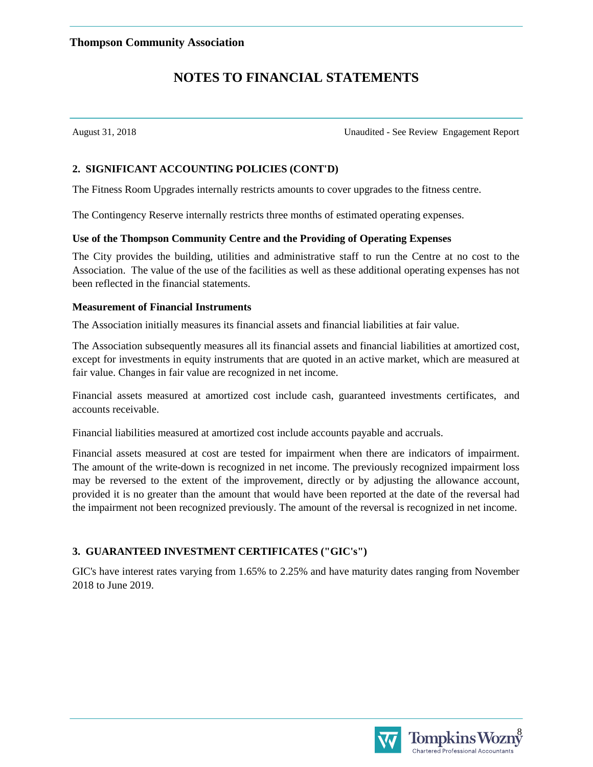# NOTES TO FINANCIAL STATEMENTS

August 31, 2018 Unaudited - See Review Engagement Report

## 2. SIGNIFICANT ACCOUNTING POLICIES (CONT'D)

The Fitness Room Upgrades internally restricts amounts to cover upgrades to the fitness centre.

The Contingency Reserve internally restricts three months of estimated operating expenses.

### Use of the Thompson Community Centre and the Providing of Operating Expenses

The City provides the building, utilities and administrative staff to run the Centre at no cost to the Association. The value of the use of the facilities as well as these additional operating expenses has not been reflected in the financial statements.

### Measurement of Financial Instruments

The Association initially measures its financial assets and financial liabilities at fair value.

The Association subsequently measures all its financial assets and financial liabilities at amortized cost, except for investments in equity instruments that are quoted in an active market, which are measured at fair value. Changes in fair value are recognized in net income.

Financial assets measured at amortized cost include cash, guaranteed investments certificates, and accounts receivable.

Financial liabilities measured at amortized cost include accounts payable and accruals.

Financial assets measured at cost are tested for impairment when there are indicators of impairment. The amount of the write-down is recognized in net income. The previously recognized impairment loss may be reversed to the extent of the improvement, directly or by adjusting the allowance account, provided it is no greater than the amount that would have been reported at the date of the reversal had the impairment not been recognized previously. The amount of the reversal is recognized in net income.

## 3. GUARANTEED INVESTMENT CERTIFICATES ("GIC's")

GIC's have interest rates varying from 1.65% to 2.25% and have maturity dates ranging from November 2018 to June 2019.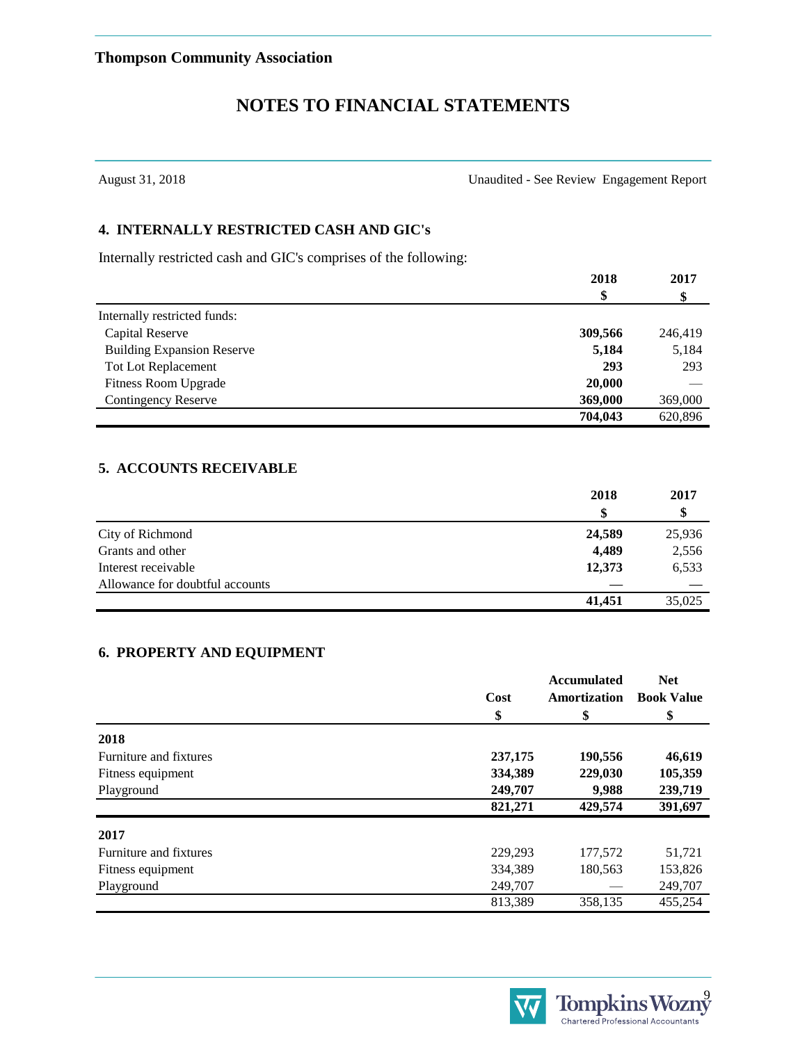**Thompson Community Association**

# NOTES TO FINANCIAL STATEMENTS

August 31, 2018 | Unaudited - See Review Engagement Report

## 4. INTERNALLY RESTRICTED CASH AND GIC's

Internally restricted cash and GIC's comprises of the following:

| | 2018 $ | 2017 $ |
|---|---|---|
| Internally restricted funds: | | |
| Capital Reserve | **309,566** | 246,419 |
| Building Expansion Reserve | **5,184** | 5,184 |
| Tot Lot Replacement | **293** | 293 |
| Fitness Room Upgrade | **20,000** | — |
| Contingency Reserve | **369,000** | 369,000 |
| | **704,043** | 620,896 |

## 5. ACCOUNTS RECEIVABLE

| | 2018 $ | 2017 $ |
|---|---|---|
| City of Richmond | **24,589** | 25,936 |
| Grants and other | **4,489** | 2,556 |
| Interest receivable | **12,373** | 6,533 |
| Allowance for doubtful accounts | — | — |
| | **41,451** | 35,025 |

## 6. PROPERTY AND EQUIPMENT

| | Cost $ | Accumulated Amortization $ | Net Book Value $ |
|---|---|---|---|
| **2018** | | | |
| Furniture and fixtures | **237,175** | **190,556** | **46,619** |
| Fitness equipment | **334,389** | **229,030** | **105,359** |
| Playground | **249,707** | **9,988** | **239,719** |
| | **821,271** | **429,574** | **391,697** |
| **2017** | | | |
| Furniture and fixtures | 229,293 | 177,572 | 51,721 |
| Fitness equipment | 334,389 | 180,563 | 153,826 |
| Playground | 249,707 | — | 249,707 |
| | 813,389 | 358,135 | 455,254 |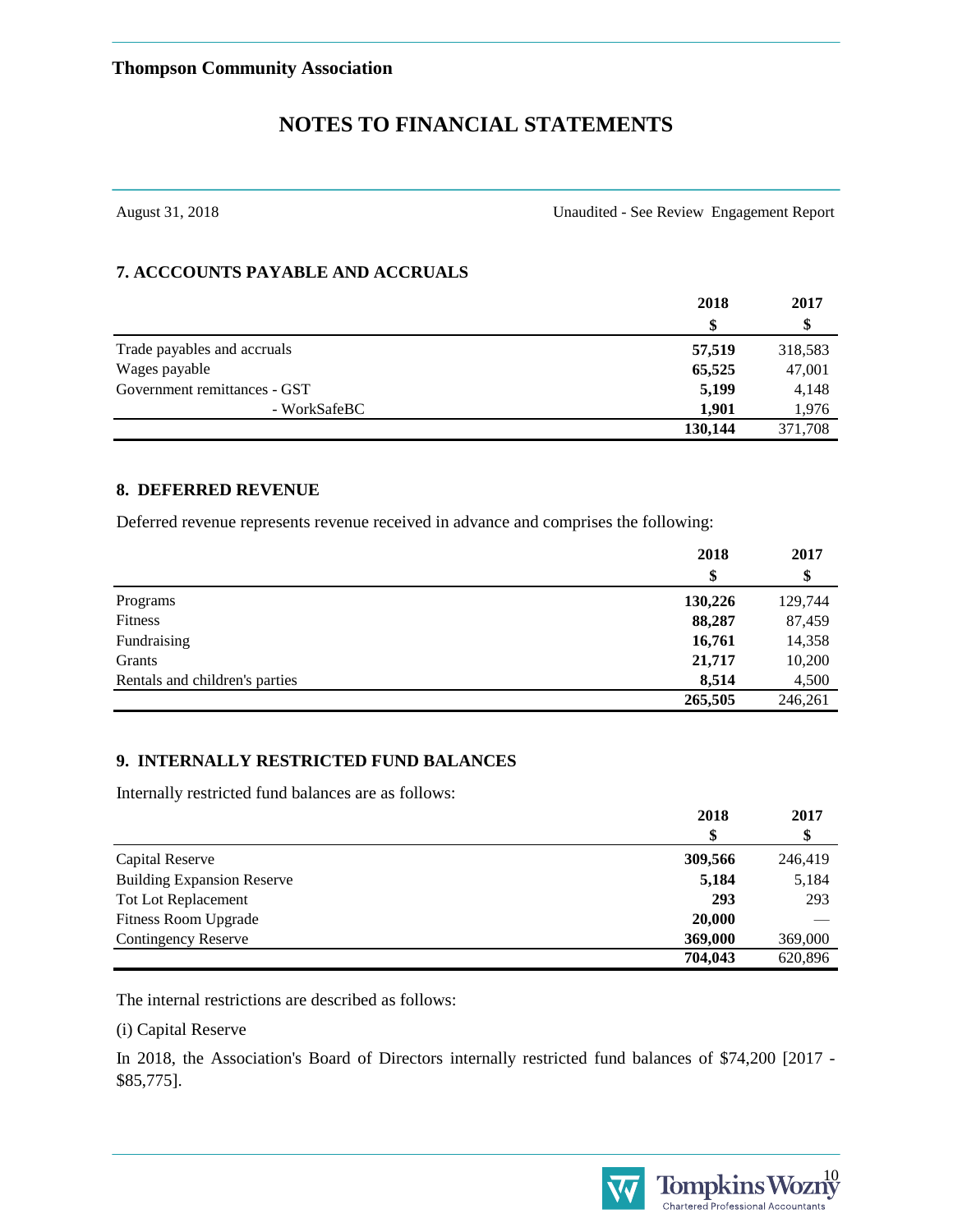**Thompson Community Association**

# NOTES TO FINANCIAL STATEMENTS

August 31, 2018 Unaudited - See Review Engagement Report

## 7. ACCCOUNTS PAYABLE AND ACCRUALS

| | 2018<br>$ | 2017<br>$ |
|---|---|---|
| Trade payables and accruals | **57,519** | 318,583 |
| Wages payable | **65,525** | 47,001 |
| Government remittances - GST | **5,199** | 4,148 |
| - WorkSafeBC | **1,901** | 1,976 |
| | **130,144** | 371,708 |

## 8. DEFERRED REVENUE

Deferred revenue represents revenue received in advance and comprises the following:

| | 2018<br>$ | 2017<br>$ |
|---|---|---|
| Programs | **130,226** | 129,744 |
| Fitness | **88,287** | 87,459 |
| Fundraising | **16,761** | 14,358 |
| Grants | **21,717** | 10,200 |
| Rentals and children's parties | **8,514** | 4,500 |
| | **265,505** | 246,261 |

## 9. INTERNALLY RESTRICTED FUND BALANCES

Internally restricted fund balances are as follows:

| | 2018<br>$ | 2017<br>$ |
|---|---|---|
| Capital Reserve | **309,566** | 246,419 |
| Building Expansion Reserve | **5,184** | 5,184 |
| Tot Lot Replacement | **293** | 293 |
| Fitness Room Upgrade | **20,000** | — |
| Contingency Reserve | **369,000** | 369,000 |
| | **704,043** | 620,896 |

The internal restrictions are described as follows:

(i) Capital Reserve

In 2018, the Association's Board of Directors internally restricted fund balances of $74,200 [2017 - $85,775].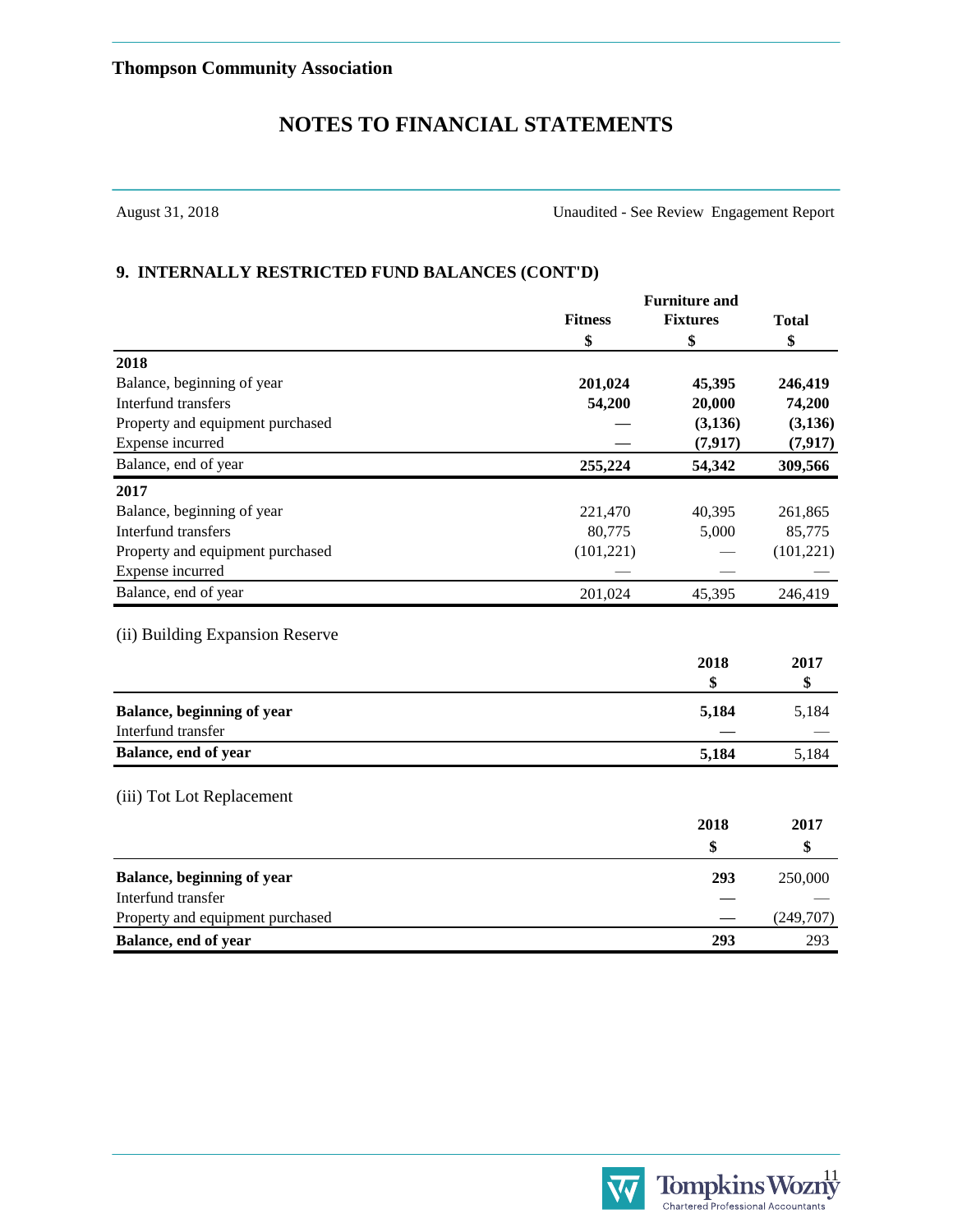**Thompson Community Association**

# NOTES TO FINANCIAL STATEMENTS

August 31, 2018 — Unaudited - See Review Engagement Report

## 9. INTERNALLY RESTRICTED FUND BALANCES (CONT'D)

| | Fitness | Furniture and Fixtures | Total |
|---|---|---|---|
| | $ | $ | $ |
| **2018** | | | |
| Balance, beginning of year | **201,024** | **45,395** | **246,419** |
| Interfund transfers | **54,200** | **20,000** | **74,200** |
| Property and equipment purchased | — | **(3,136)** | **(3,136)** |
| Expense incurred | — | **(7,917)** | **(7,917)** |
| Balance, end of year | **255,224** | **54,342** | **309,566** |
| **2017** | | | |
| Balance, beginning of year | 221,470 | 40,395 | 261,865 |
| Interfund transfers | 80,775 | 5,000 | 85,775 |
| Property and equipment purchased | (101,221) | — | (101,221) |
| Expense incurred | — | — | — |
| Balance, end of year | 201,024 | 45,395 | 246,419 |

(ii) Building Expansion Reserve

| | 2018 | 2017 |
|---|---|---|
| | $ | $ |
| **Balance, beginning of year** | **5,184** | 5,184 |
| Interfund transfer | — | — |
| **Balance, end of year** | **5,184** | 5,184 |

(iii) Tot Lot Replacement

| | 2018 | 2017 |
|---|---|---|
| | $ | $ |
| **Balance, beginning of year** | **293** | 250,000 |
| Interfund transfer | — | — |
| Property and equipment purchased | — | (249,707) |
| **Balance, end of year** | **293** | 293 |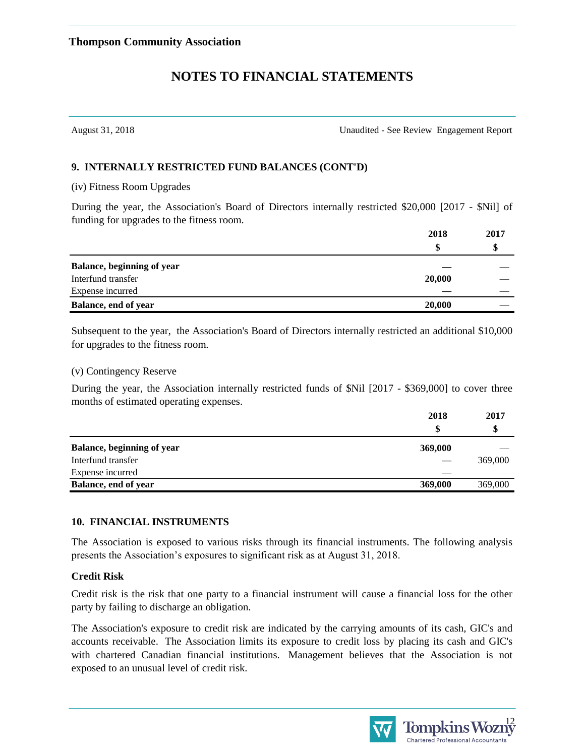August 31, 2018 — Unaudited - See Review Engagement Report

## 9. INTERNALLY RESTRICTED FUND BALANCES (CONT'D)

(iv) Fitness Room Upgrades

During the year, the Association's Board of Directors internally restricted $20,000 [2017 - $Nil] of funding for upgrades to the fitness room.

| | 2018<br>$ | 2017<br>$ |
|---|---|---|
| **Balance, beginning of year** | — | — |
| Interfund transfer | **20,000** | — |
| Expense incurred | — | — |
| **Balance, end of year** | **20,000** | — |

Subsequent to the year, the Association's Board of Directors internally restricted an additional $10,000 for upgrades to the fitness room.

(v) Contingency Reserve

During the year, the Association internally restricted funds of $Nil [2017 - $369,000] to cover three months of estimated operating expenses.

| | 2018<br>$ | 2017<br>$ |
|---|---|---|
| **Balance, beginning of year** | **369,000** | — |
| Interfund transfer | — | 369,000 |
| Expense incurred | — | — |
| **Balance, end of year** | **369,000** | 369,000 |

## 10. FINANCIAL INSTRUMENTS

The Association is exposed to various risks through its financial instruments. The following analysis presents the Association's exposures to significant risk as at August 31, 2018.

### Credit Risk

Credit risk is the risk that one party to a financial instrument will cause a financial loss for the other party by failing to discharge an obligation.

The Association's exposure to credit risk are indicated by the carrying amounts of its cash, GIC's and accounts receivable. The Association limits its exposure to credit loss by placing its cash and GIC's with chartered Canadian financial institutions. Management believes that the Association is not exposed to an unusual level of credit risk.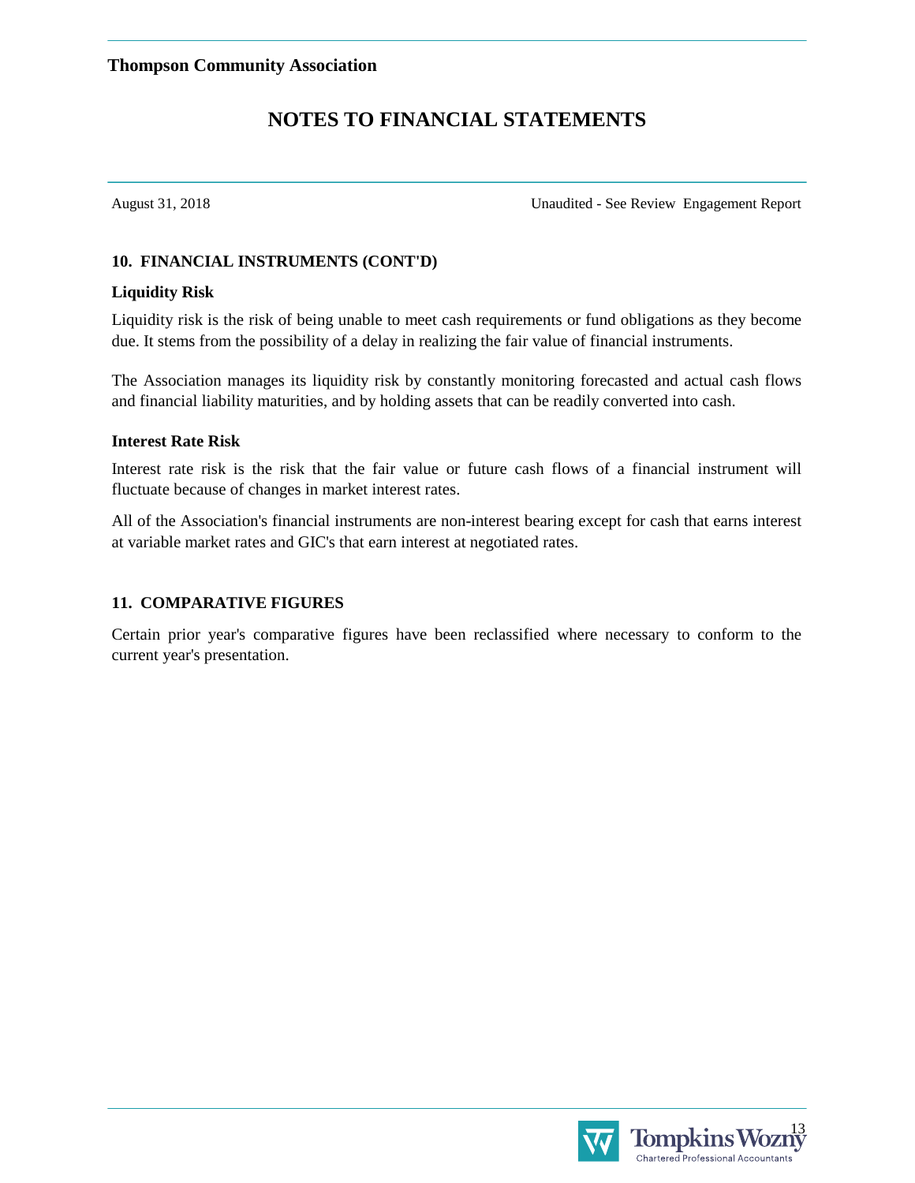## 10. FINANCIAL INSTRUMENTS (CONT'D)

### Liquidity Risk

Liquidity risk is the risk of being unable to meet cash requirements or fund obligations as they become due. It stems from the possibility of a delay in realizing the fair value of financial instruments.

The Association manages its liquidity risk by constantly monitoring forecasted and actual cash flows and financial liability maturities, and by holding assets that can be readily converted into cash.

### Interest Rate Risk

Interest rate risk is the risk that the fair value or future cash flows of a financial instrument will fluctuate because of changes in market interest rates.

All of the Association's financial instruments are non-interest bearing except for cash that earns interest at variable market rates and GIC's that earn interest at negotiated rates.

## 11. COMPARATIVE FIGURES

Certain prior year's comparative figures have been reclassified where necessary to conform to the current year's presentation.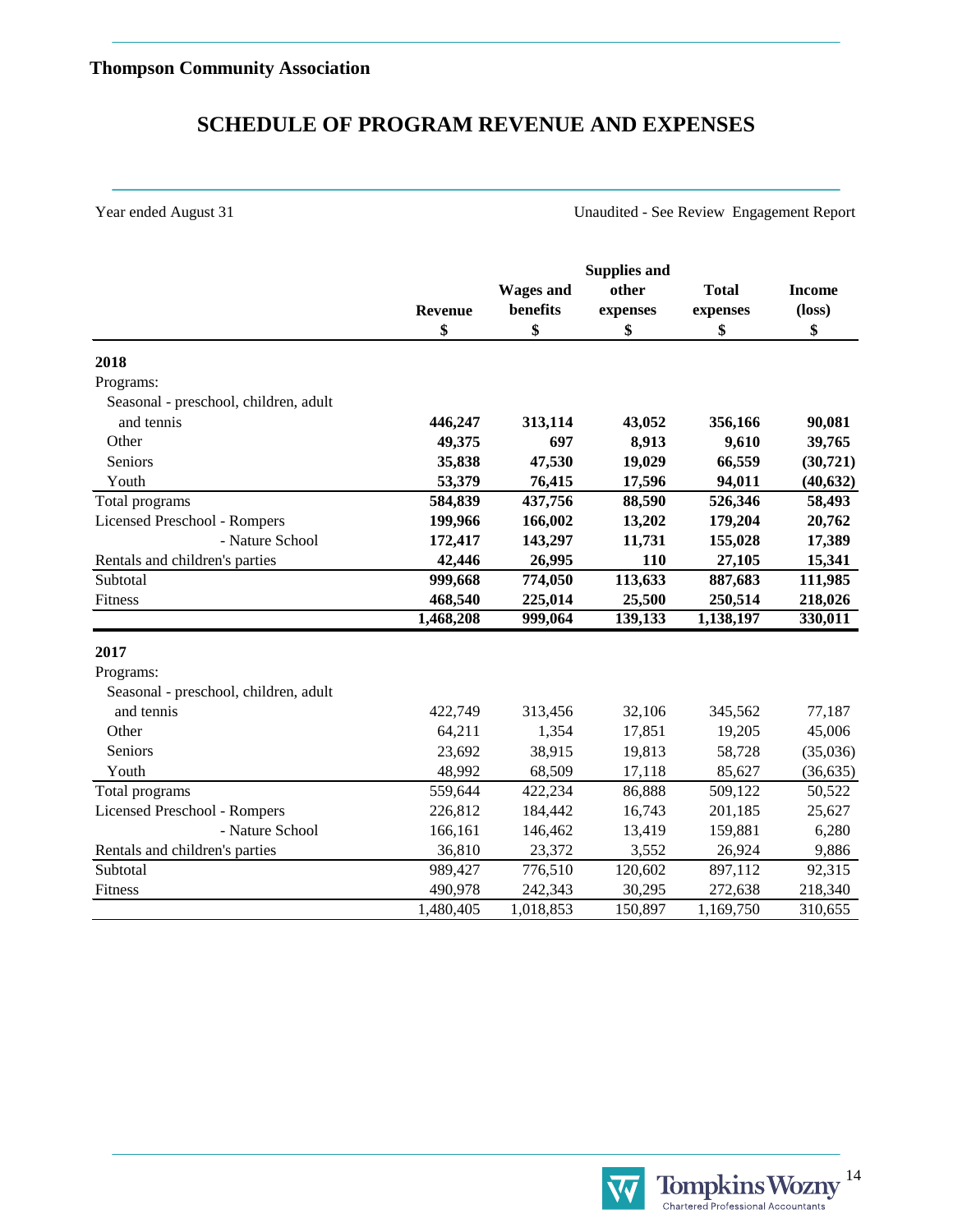**Thompson Community Association**

# SCHEDULE OF PROGRAM REVENUE AND EXPENSES

Year ended August 31 | Unaudited - See Review Engagement Report

| | Revenue<br>$ | Wages and benefits<br>$ | Supplies and other expenses<br>$ | Total expenses<br>$ | Income (loss)<br>$ |
|---|---|---|---|---|---|
| **2018** | | | | | |
| Programs: | | | | | |
| Seasonal - preschool, children, adult and tennis | **446,247** | **313,114** | **43,052** | **356,166** | **90,081** |
| Other | **49,375** | **697** | **8,913** | **9,610** | **39,765** |
| Seniors | **35,838** | **47,530** | **19,029** | **66,559** | **(30,721)** |
| Youth | **53,379** | **76,415** | **17,596** | **94,011** | **(40,632)** |
| Total programs | **584,839** | **437,756** | **88,590** | **526,346** | **58,493** |
| Licensed Preschool - Rompers | **199,966** | **166,002** | **13,202** | **179,204** | **20,762** |
| - Nature School | **172,417** | **143,297** | **11,731** | **155,028** | **17,389** |
| Rentals and children's parties | **42,446** | **26,995** | **110** | **27,105** | **15,341** |
| Subtotal | **999,668** | **774,050** | **113,633** | **887,683** | **111,985** |
| Fitness | **468,540** | **225,014** | **25,500** | **250,514** | **218,026** |
| | **1,468,208** | **999,064** | **139,133** | **1,138,197** | **330,011** |
| **2017** | | | | | |
| Programs: | | | | | |
| Seasonal - preschool, children, adult and tennis | 422,749 | 313,456 | 32,106 | 345,562 | 77,187 |
| Other | 64,211 | 1,354 | 17,851 | 19,205 | 45,006 |
| Seniors | 23,692 | 38,915 | 19,813 | 58,728 | (35,036) |
| Youth | 48,992 | 68,509 | 17,118 | 85,627 | (36,635) |
| Total programs | 559,644 | 422,234 | 86,888 | 509,122 | 50,522 |
| Licensed Preschool - Rompers | 226,812 | 184,442 | 16,743 | 201,185 | 25,627 |
| - Nature School | 166,161 | 146,462 | 13,419 | 159,881 | 6,280 |
| Rentals and children's parties | 36,810 | 23,372 | 3,552 | 26,924 | 9,886 |
| Subtotal | 989,427 | 776,510 | 120,602 | 897,112 | 92,315 |
| Fitness | 490,978 | 242,343 | 30,295 | 272,638 | 218,340 |
| | 1,480,405 | 1,018,853 | 150,897 | 1,169,750 | 310,655 |